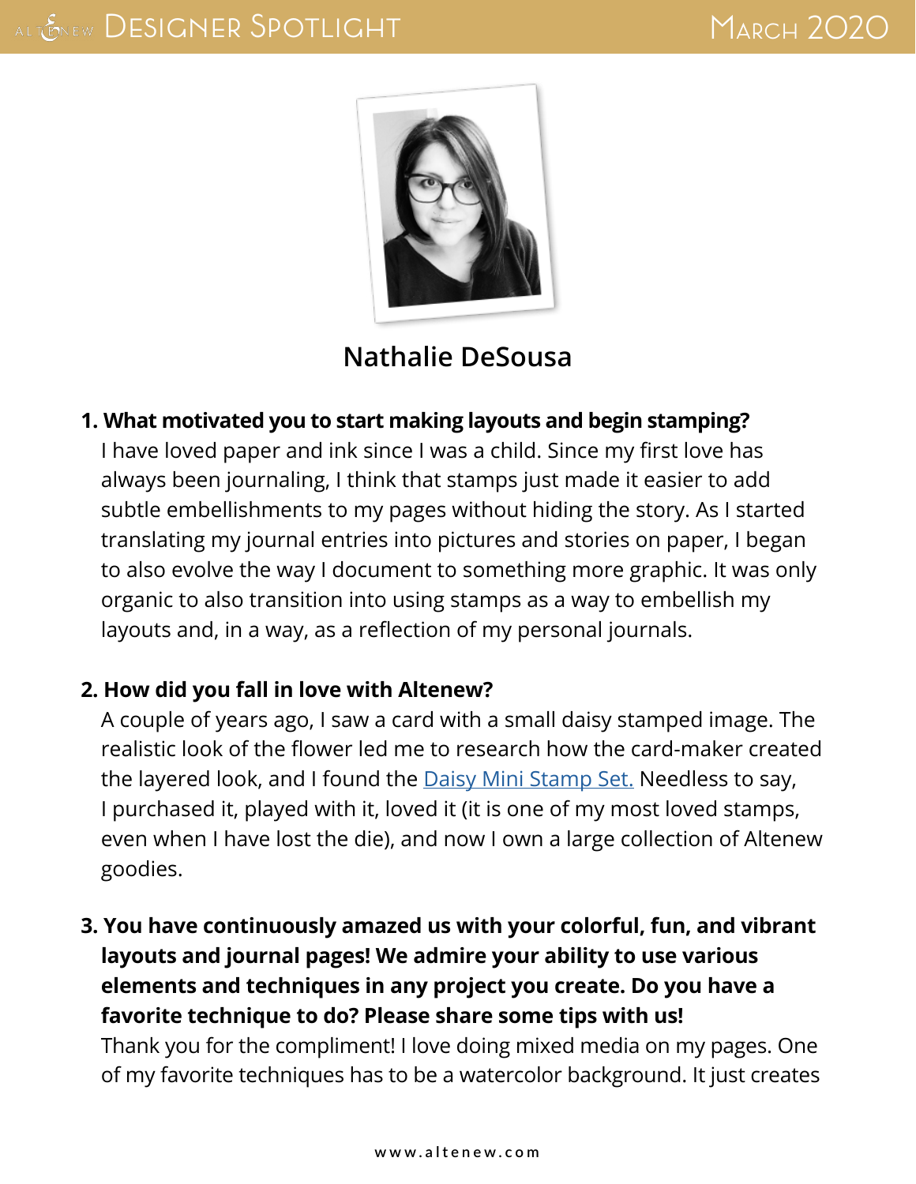# Designer Spotlight

March 2020

## Nathalie DeSousa

**1. What motivated you to start making layouts and begin stamping?**

I have loved paper and ink since I was a child. Since my first love has always been journaling, I think that stamps just made it easier to add subtle embellishments to my pages without hiding the story. As I started translating my journal entries into pictures and stories on paper, I began to also evolve the way I document to something more graphic. It was only organic to also transition into using stamps as a way to embellish my layouts and, in a way, as a reflection of my personal journals.

**2. How did you fall in love with Altenew?**

A couple of years ago, I saw a card with a small daisy stamped image. The realistic look of the flower led me to research how the card-maker created the layered look, and I found the Daisy Mini Stamp Set. Needless to say, I purchased it, played with it, loved it (it is one of my most loved stamps, even when I have lost the die), and now I own a large collection of Altenew goodies.

**3. You have continuously amazed us with your colorful, fun, and vibrant layouts and journal pages! We admire your ability to use various elements and techniques in any project you create. Do you have a favorite technique to do? Please share some tips with us!**

Thank you for the compliment! I love doing mixed media on my pages. One of my favorite techniques has to be a watercolor background. It just creates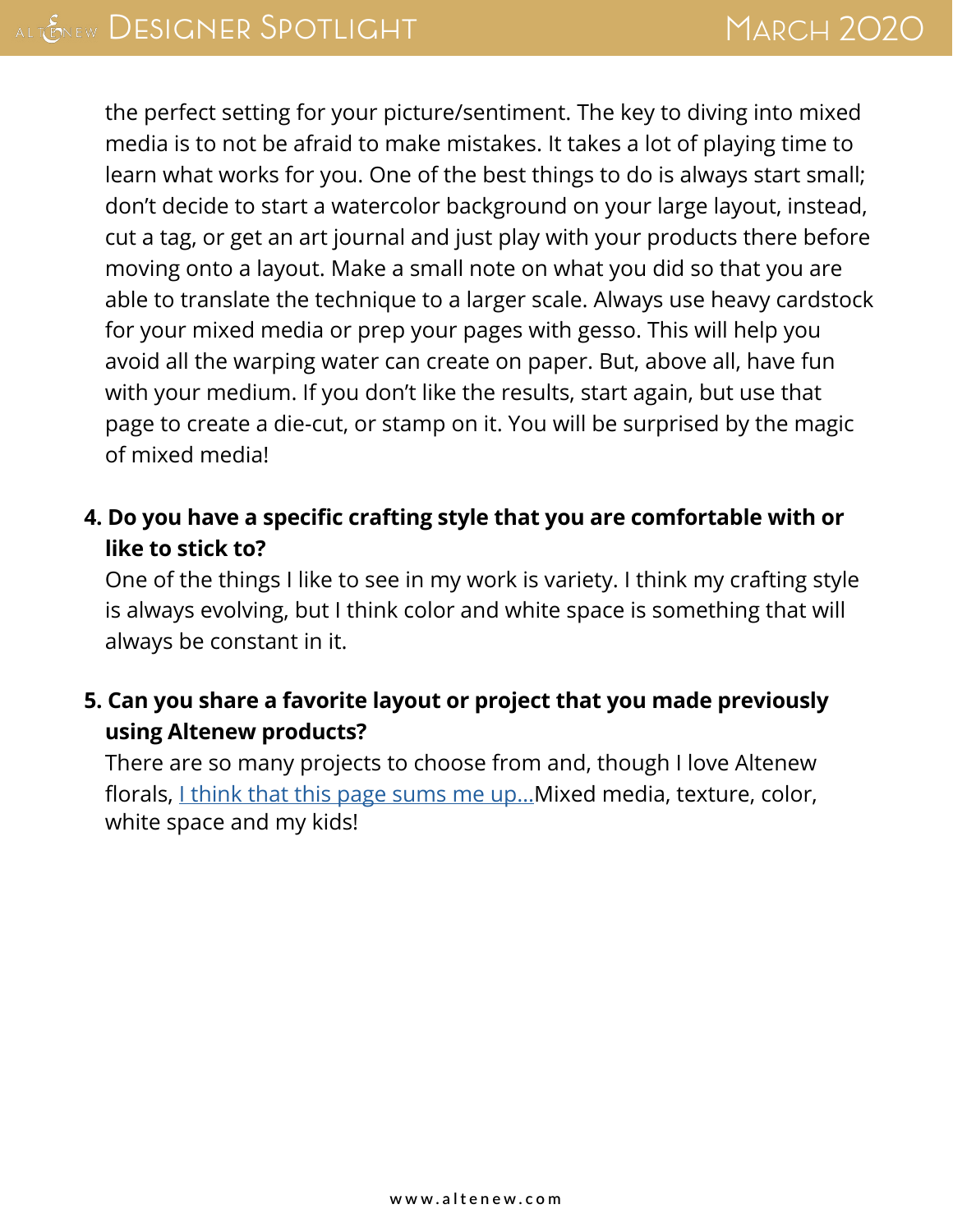the perfect setting for your picture/sentiment. The key to diving into mixed media is to not be afraid to make mistakes. It takes a lot of playing time to learn what works for you. One of the best things to do is always start small; don't decide to start a watercolor background on your large layout, instead, cut a tag, or get an art journal and just play with your products there before moving onto a layout. Make a small note on what you did so that you are able to translate the technique to a larger scale. Always use heavy cardstock for your mixed media or prep your pages with gesso. This will help you avoid all the warping water can create on paper. But, above all, have fun with your medium. If you don't like the results, start again, but use that page to create a die-cut, or stamp on it. You will be surprised by the magic of mixed media!

4. **Do you have a specific crafting style that you are comfortable with or like to stick to?**
   One of the things I like to see in my work is variety. I think my crafting style is always evolving, but I think color and white space is something that will always be constant in it.

5. **Can you share a favorite layout or project that you made previously using Altenew products?**
   There are so many projects to choose from and, though I love Altenew florals, I think that this page sums me up...Mixed media, texture, color, white space and my kids!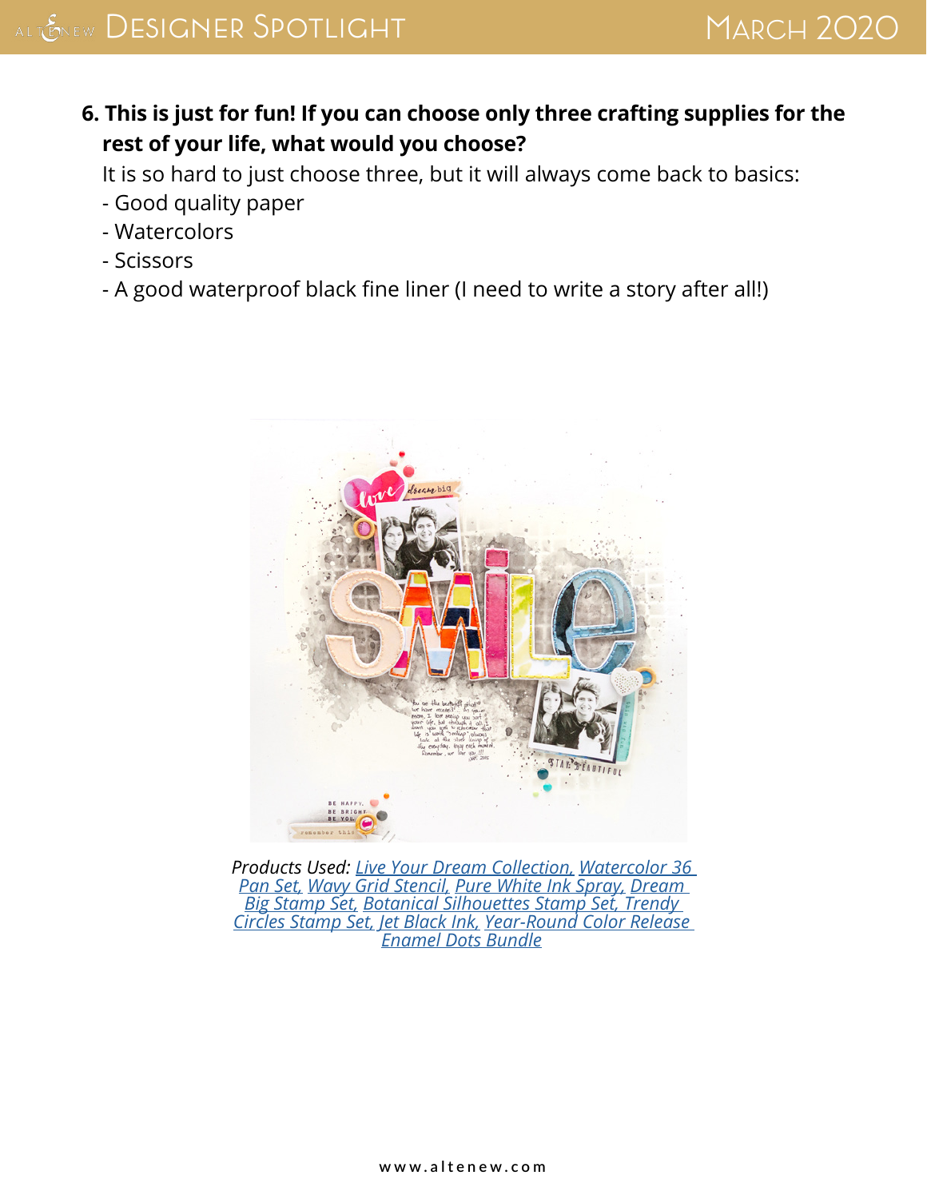**6. This is just for fun! If you can choose only three crafting supplies for the rest of your life, what would you choose?**

It is so hard to just choose three, but it will always come back to basics:

- Good quality paper
- Watercolors
- Scissors
- A good waterproof black fine liner (I need to write a story after all!)

*Products Used: Live Your Dream Collection, Watercolor 36 Pan Set, Wavy Grid Stencil, Pure White Ink Spray, Dream Big Stamp Set, Botanical Silhouettes Stamp Set, Trendy Circles Stamp Set, Jet Black Ink, Year-Round Color Release Enamel Dots Bundle*